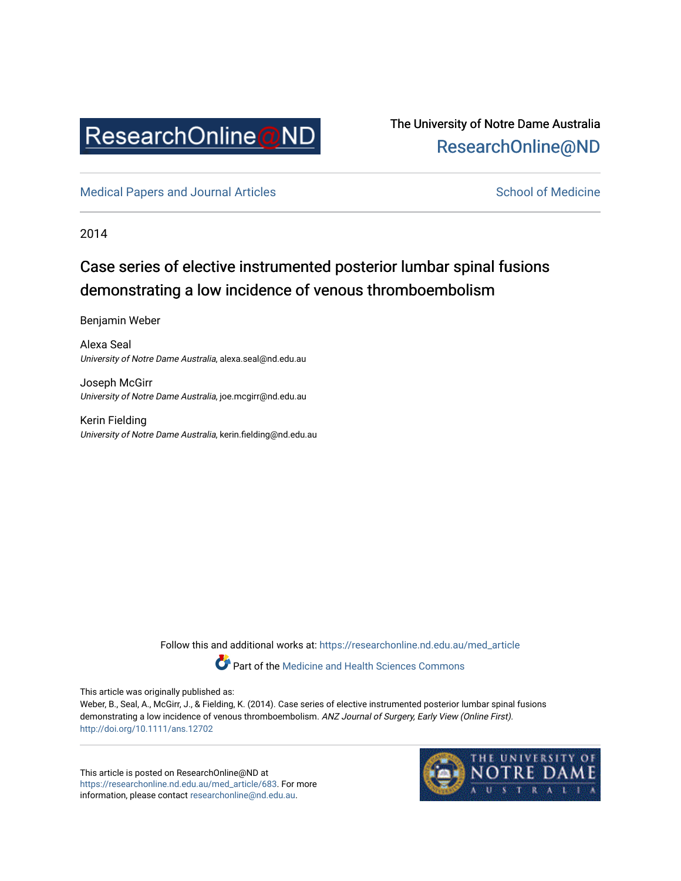ResearchOnline@ND

The University of Notre Dame Australia
ResearchOnline@ND

Medical Papers and Journal Articles

School of Medicine

2014

# Case series of elective instrumented posterior lumbar spinal fusions demonstrating a low incidence of venous thromboembolism

Benjamin Weber

Alexa Seal
*University of Notre Dame Australia*, alexa.seal@nd.edu.au

Joseph McGirr
*University of Notre Dame Australia*, joe.mcgirr@nd.edu.au

Kerin Fielding
*University of Notre Dame Australia*, kerin.fielding@nd.edu.au

Follow this and additional works at: https://researchonline.nd.edu.au/med_article

Part of the Medicine and Health Sciences Commons

This article was originally published as:
Weber, B., Seal, A., McGirr, J., & Fielding, K. (2014). Case series of elective instrumented posterior lumbar spinal fusions demonstrating a low incidence of venous thromboembolism. *ANZ Journal of Surgery, Early View (Online First).*
http://doi.org/10.1111/ans.12702

This article is posted on ResearchOnline@ND at https://researchonline.nd.edu.au/med_article/683. For more information, please contact researchonline@nd.edu.au.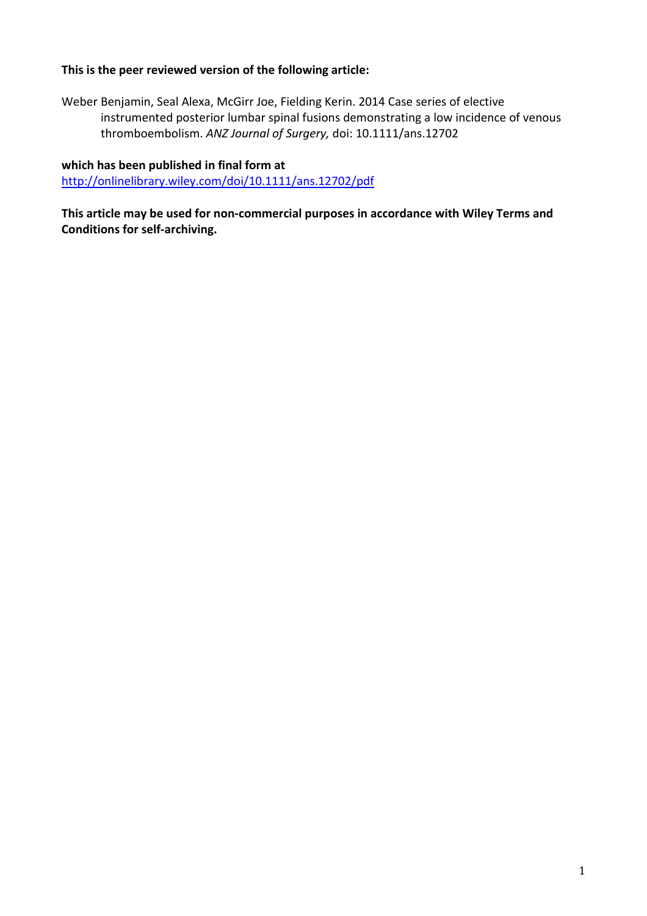**This is the peer reviewed version of the following article:**

Weber Benjamin, Seal Alexa, McGirr Joe, Fielding Kerin. 2014 Case series of elective instrumented posterior lumbar spinal fusions demonstrating a low incidence of venous thromboembolism. *ANZ Journal of Surgery,* doi: 10.1111/ans.12702

**which has been published in final form at**
[http://onlinelibrary.wiley.com/doi/10.1111/ans.12702/pdf](http://onlinelibrary.wiley.com/doi/10.1111/ans.12702/pdf)

**This article may be used for non-commercial purposes in accordance with Wiley Terms and Conditions for self-archiving.**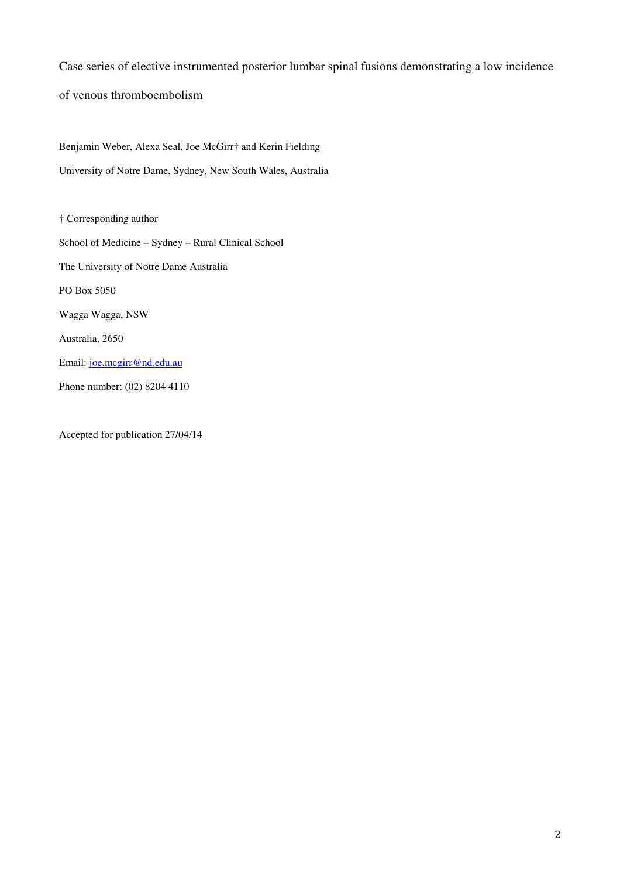Case series of elective instrumented posterior lumbar spinal fusions demonstrating a low incidence of venous thromboembolism

Benjamin Weber, Alexa Seal, Joe McGirr† and Kerin Fielding

University of Notre Dame, Sydney, New South Wales, Australia

† Corresponding author

School of Medicine – Sydney – Rural Clinical School

The University of Notre Dame Australia

PO Box 5050

Wagga Wagga, NSW

Australia, 2650

Email: joe.mcgirr@nd.edu.au

Phone number: (02) 8204 4110

Accepted for publication 27/04/14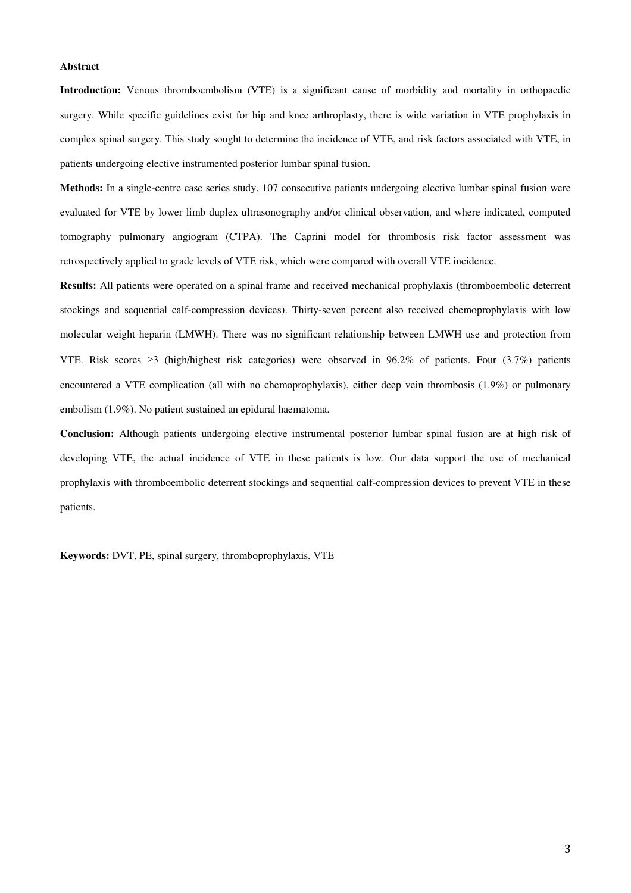**Abstract**

**Introduction:** Venous thromboembolism (VTE) is a significant cause of morbidity and mortality in orthopaedic surgery. While specific guidelines exist for hip and knee arthroplasty, there is wide variation in VTE prophylaxis in complex spinal surgery. This study sought to determine the incidence of VTE, and risk factors associated with VTE, in patients undergoing elective instrumented posterior lumbar spinal fusion.

**Methods:** In a single-centre case series study, 107 consecutive patients undergoing elective lumbar spinal fusion were evaluated for VTE by lower limb duplex ultrasonography and/or clinical observation, and where indicated, computed tomography pulmonary angiogram (CTPA). The Caprini model for thrombosis risk factor assessment was retrospectively applied to grade levels of VTE risk, which were compared with overall VTE incidence.

**Results:** All patients were operated on a spinal frame and received mechanical prophylaxis (thromboembolic deterrent stockings and sequential calf-compression devices). Thirty-seven percent also received chemoprophylaxis with low molecular weight heparin (LMWH). There was no significant relationship between LMWH use and protection from VTE. Risk scores ≥3 (high/highest risk categories) were observed in 96.2% of patients. Four (3.7%) patients encountered a VTE complication (all with no chemoprophylaxis), either deep vein thrombosis (1.9%) or pulmonary embolism (1.9%). No patient sustained an epidural haematoma.

**Conclusion:** Although patients undergoing elective instrumental posterior lumbar spinal fusion are at high risk of developing VTE, the actual incidence of VTE in these patients is low. Our data support the use of mechanical prophylaxis with thromboembolic deterrent stockings and sequential calf-compression devices to prevent VTE in these patients.

**Keywords:** DVT, PE, spinal surgery, thromboprophylaxis, VTE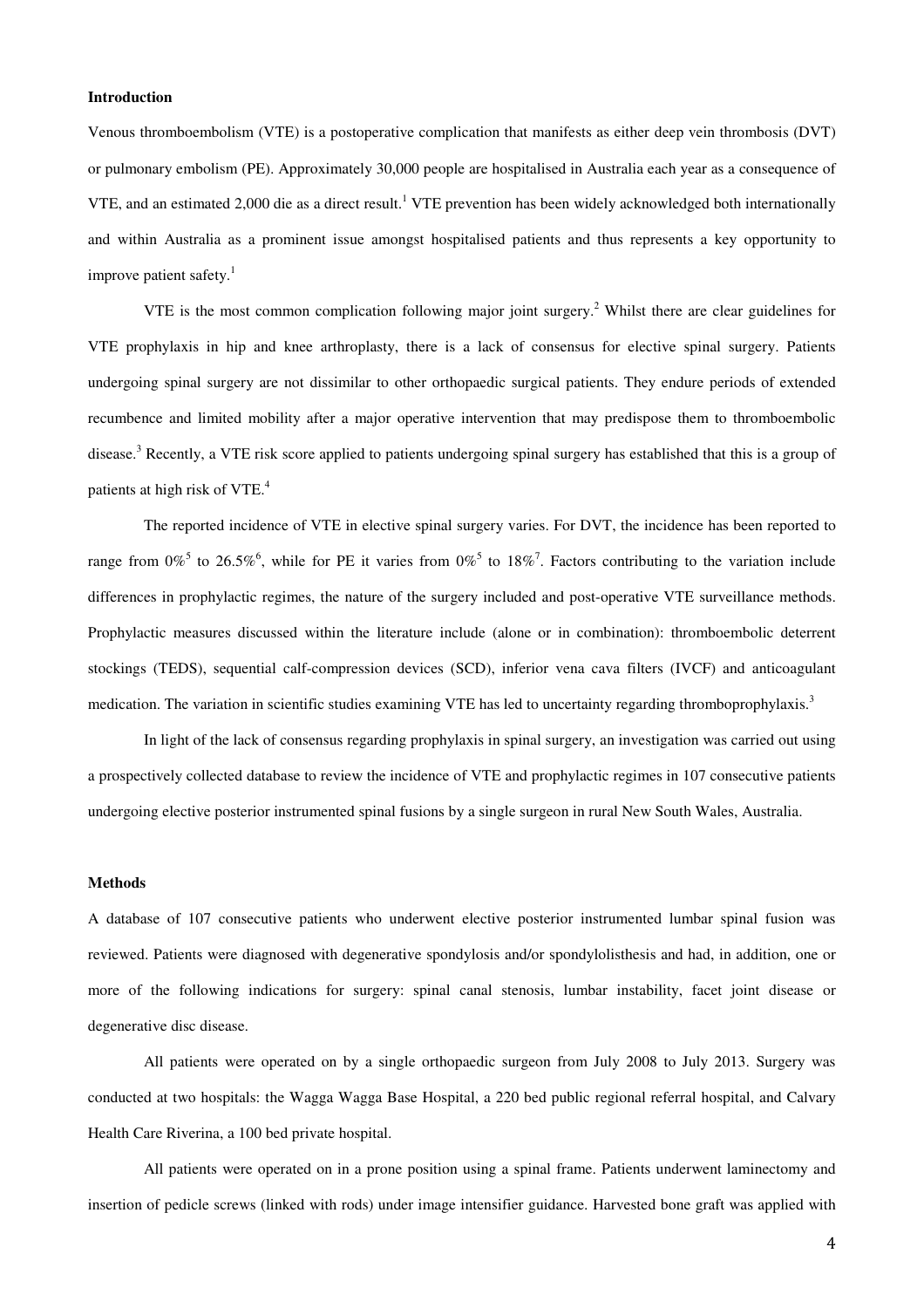## Introduction

Venous thromboembolism (VTE) is a postoperative complication that manifests as either deep vein thrombosis (DVT) or pulmonary embolism (PE). Approximately 30,000 people are hospitalised in Australia each year as a consequence of VTE, and an estimated 2,000 die as a direct result.[1] VTE prevention has been widely acknowledged both internationally and within Australia as a prominent issue amongst hospitalised patients and thus represents a key opportunity to improve patient safety.[1]

VTE is the most common complication following major joint surgery.[2] Whilst there are clear guidelines for VTE prophylaxis in hip and knee arthroplasty, there is a lack of consensus for elective spinal surgery. Patients undergoing spinal surgery are not dissimilar to other orthopaedic surgical patients. They endure periods of extended recumbence and limited mobility after a major operative intervention that may predispose them to thromboembolic disease.[3] Recently, a VTE risk score applied to patients undergoing spinal surgery has established that this is a group of patients at high risk of VTE.[4]

The reported incidence of VTE in elective spinal surgery varies. For DVT, the incidence has been reported to range from 0%[5] to 26.5%[6], while for PE it varies from 0%[5] to 18%[7]. Factors contributing to the variation include differences in prophylactic regimes, the nature of the surgery included and post-operative VTE surveillance methods. Prophylactic measures discussed within the literature include (alone or in combination): thromboembolic deterrent stockings (TEDS), sequential calf-compression devices (SCD), inferior vena cava filters (IVCF) and anticoagulant medication. The variation in scientific studies examining VTE has led to uncertainty regarding thromboprophylaxis.[3]

In light of the lack of consensus regarding prophylaxis in spinal surgery, an investigation was carried out using a prospectively collected database to review the incidence of VTE and prophylactic regimes in 107 consecutive patients undergoing elective posterior instrumented spinal fusions by a single surgeon in rural New South Wales, Australia.

## Methods

A database of 107 consecutive patients who underwent elective posterior instrumented lumbar spinal fusion was reviewed. Patients were diagnosed with degenerative spondylosis and/or spondylolisthesis and had, in addition, one or more of the following indications for surgery: spinal canal stenosis, lumbar instability, facet joint disease or degenerative disc disease.

All patients were operated on by a single orthopaedic surgeon from July 2008 to July 2013. Surgery was conducted at two hospitals: the Wagga Wagga Base Hospital, a 220 bed public regional referral hospital, and Calvary Health Care Riverina, a 100 bed private hospital.

All patients were operated on in a prone position using a spinal frame. Patients underwent laminectomy and insertion of pedicle screws (linked with rods) under image intensifier guidance. Harvested bone graft was applied with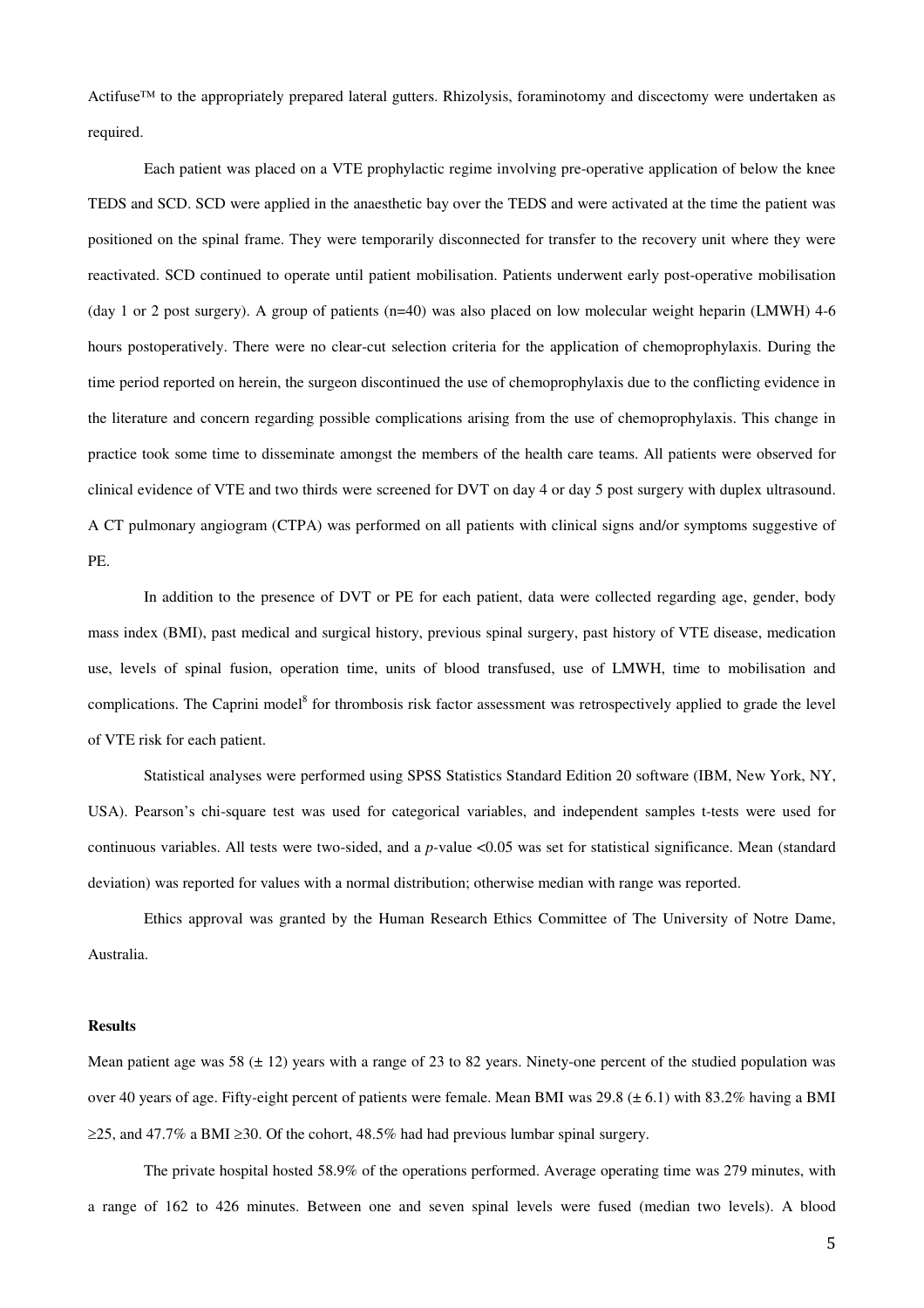Actifuse™ to the appropriately prepared lateral gutters. Rhizolysis, foraminotomy and discectomy were undertaken as required.

Each patient was placed on a VTE prophylactic regime involving pre-operative application of below the knee TEDS and SCD. SCD were applied in the anaesthetic bay over the TEDS and were activated at the time the patient was positioned on the spinal frame. They were temporarily disconnected for transfer to the recovery unit where they were reactivated. SCD continued to operate until patient mobilisation. Patients underwent early post-operative mobilisation (day 1 or 2 post surgery). A group of patients (n=40) was also placed on low molecular weight heparin (LMWH) 4-6 hours postoperatively. There were no clear-cut selection criteria for the application of chemoprophylaxis. During the time period reported on herein, the surgeon discontinued the use of chemoprophylaxis due to the conflicting evidence in the literature and concern regarding possible complications arising from the use of chemoprophylaxis. This change in practice took some time to disseminate amongst the members of the health care teams. All patients were observed for clinical evidence of VTE and two thirds were screened for DVT on day 4 or day 5 post surgery with duplex ultrasound. A CT pulmonary angiogram (CTPA) was performed on all patients with clinical signs and/or symptoms suggestive of PE.

In addition to the presence of DVT or PE for each patient, data were collected regarding age, gender, body mass index (BMI), past medical and surgical history, previous spinal surgery, past history of VTE disease, medication use, levels of spinal fusion, operation time, units of blood transfused, use of LMWH, time to mobilisation and complications. The Caprini model[8] for thrombosis risk factor assessment was retrospectively applied to grade the level of VTE risk for each patient.

Statistical analyses were performed using SPSS Statistics Standard Edition 20 software (IBM, New York, NY, USA). Pearson's chi-square test was used for categorical variables, and independent samples t-tests were used for continuous variables. All tests were two-sided, and a *p*-value $<0.05$ was set for statistical significance. Mean (standard deviation) was reported for values with a normal distribution; otherwise median with range was reported.

Ethics approval was granted by the Human Research Ethics Committee of The University of Notre Dame, Australia.

**Results**

Mean patient age was 58 (± 12) years with a range of 23 to 82 years. Ninety-one percent of the studied population was over 40 years of age. Fifty-eight percent of patients were female. Mean BMI was 29.8 (± 6.1) with 83.2% having a BMI $\geq$25, and 47.7% a BMI $\geq$30. Of the cohort, 48.5% had had previous lumbar spinal surgery.

The private hospital hosted 58.9% of the operations performed. Average operating time was 279 minutes, with a range of 162 to 426 minutes. Between one and seven spinal levels were fused (median two levels). A blood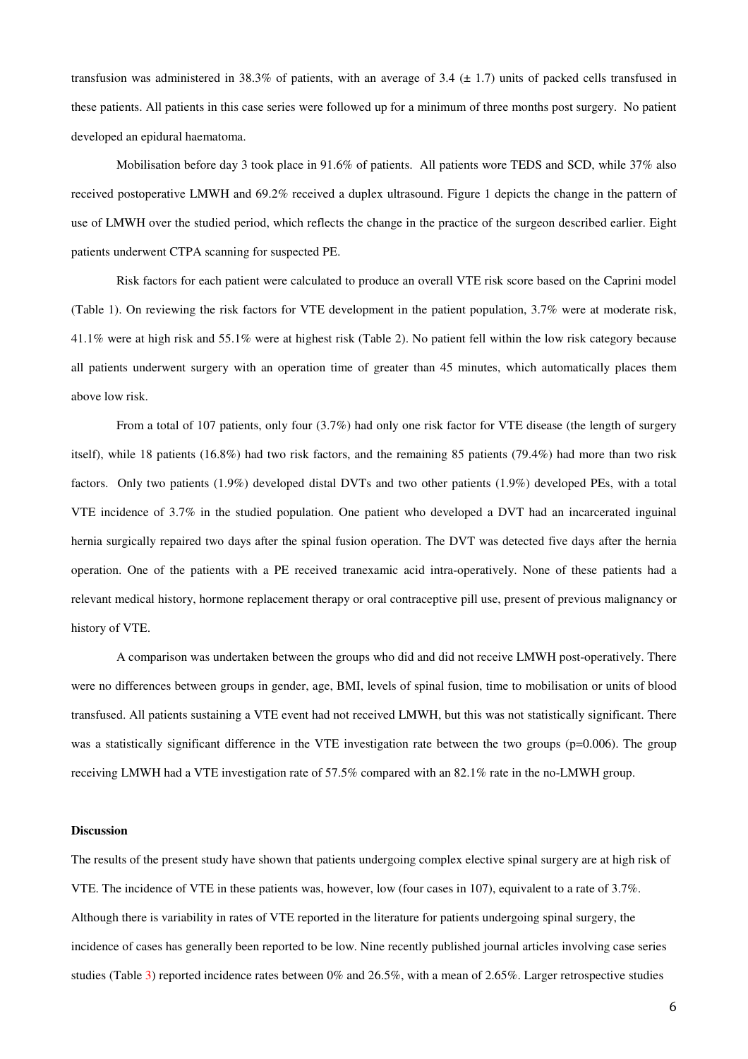transfusion was administered in 38.3% of patients, with an average of 3.4 (± 1.7) units of packed cells transfused in these patients. All patients in this case series were followed up for a minimum of three months post surgery. No patient developed an epidural haematoma.

Mobilisation before day 3 took place in 91.6% of patients. All patients wore TEDS and SCD, while 37% also received postoperative LMWH and 69.2% received a duplex ultrasound. Figure 1 depicts the change in the pattern of use of LMWH over the studied period, which reflects the change in the practice of the surgeon described earlier. Eight patients underwent CTPA scanning for suspected PE.

Risk factors for each patient were calculated to produce an overall VTE risk score based on the Caprini model (Table 1). On reviewing the risk factors for VTE development in the patient population, 3.7% were at moderate risk, 41.1% were at high risk and 55.1% were at highest risk (Table 2). No patient fell within the low risk category because all patients underwent surgery with an operation time of greater than 45 minutes, which automatically places them above low risk.

From a total of 107 patients, only four (3.7%) had only one risk factor for VTE disease (the length of surgery itself), while 18 patients (16.8%) had two risk factors, and the remaining 85 patients (79.4%) had more than two risk factors. Only two patients (1.9%) developed distal DVTs and two other patients (1.9%) developed PEs, with a total VTE incidence of 3.7% in the studied population. One patient who developed a DVT had an incarcerated inguinal hernia surgically repaired two days after the spinal fusion operation. The DVT was detected five days after the hernia operation. One of the patients with a PE received tranexamic acid intra-operatively. None of these patients had a relevant medical history, hormone replacement therapy or oral contraceptive pill use, present of previous malignancy or history of VTE.

A comparison was undertaken between the groups who did and did not receive LMWH post-operatively. There were no differences between groups in gender, age, BMI, levels of spinal fusion, time to mobilisation or units of blood transfused. All patients sustaining a VTE event had not received LMWH, but this was not statistically significant. There was a statistically significant difference in the VTE investigation rate between the two groups ($p=0.006$). The group receiving LMWH had a VTE investigation rate of 57.5% compared with an 82.1% rate in the no-LMWH group.

**Discussion**

The results of the present study have shown that patients undergoing complex elective spinal surgery are at high risk of VTE. The incidence of VTE in these patients was, however, low (four cases in 107), equivalent to a rate of 3.7%. Although there is variability in rates of VTE reported in the literature for patients undergoing spinal surgery, the incidence of cases has generally been reported to be low. Nine recently published journal articles involving case series studies (Table 3) reported incidence rates between 0% and 26.5%, with a mean of 2.65%. Larger retrospective studies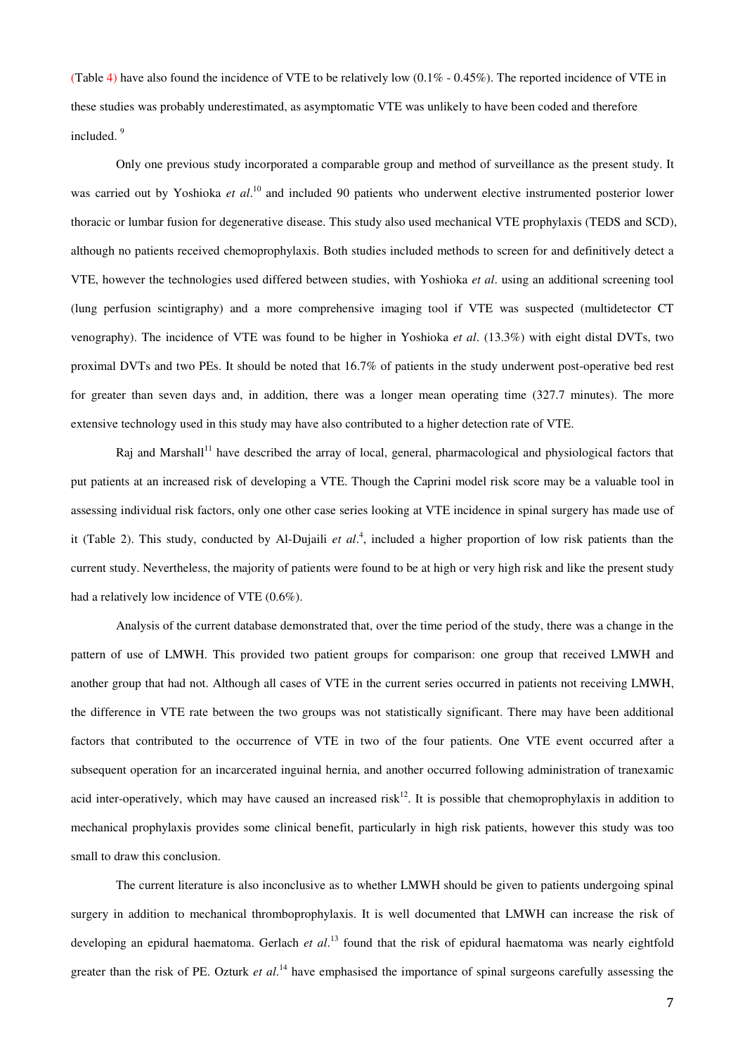(Table 4) have also found the incidence of VTE to be relatively low (0.1% - 0.45%). The reported incidence of VTE in these studies was probably underestimated, as asymptomatic VTE was unlikely to have been coded and therefore included. [9]

Only one previous study incorporated a comparable group and method of surveillance as the present study. It was carried out by Yoshioka *et al*.[10] and included 90 patients who underwent elective instrumented posterior lower thoracic or lumbar fusion for degenerative disease. This study also used mechanical VTE prophylaxis (TEDS and SCD), although no patients received chemoprophylaxis. Both studies included methods to screen for and definitively detect a VTE, however the technologies used differed between studies, with Yoshioka *et al*. using an additional screening tool (lung perfusion scintigraphy) and a more comprehensive imaging tool if VTE was suspected (multidetector CT venography). The incidence of VTE was found to be higher in Yoshioka *et al*. (13.3%) with eight distal DVTs, two proximal DVTs and two PEs. It should be noted that 16.7% of patients in the study underwent post-operative bed rest for greater than seven days and, in addition, there was a longer mean operating time (327.7 minutes). The more extensive technology used in this study may have also contributed to a higher detection rate of VTE.

Raj and Marshall[11] have described the array of local, general, pharmacological and physiological factors that put patients at an increased risk of developing a VTE. Though the Caprini model risk score may be a valuable tool in assessing individual risk factors, only one other case series looking at VTE incidence in spinal surgery has made use of it (Table 2). This study, conducted by Al-Dujaili *et al*.[4], included a higher proportion of low risk patients than the current study. Nevertheless, the majority of patients were found to be at high or very high risk and like the present study had a relatively low incidence of VTE (0.6%).

Analysis of the current database demonstrated that, over the time period of the study, there was a change in the pattern of use of LMWH. This provided two patient groups for comparison: one group that received LMWH and another group that had not. Although all cases of VTE in the current series occurred in patients not receiving LMWH, the difference in VTE rate between the two groups was not statistically significant. There may have been additional factors that contributed to the occurrence of VTE in two of the four patients. One VTE event occurred after a subsequent operation for an incarcerated inguinal hernia, and another occurred following administration of tranexamic acid inter-operatively, which may have caused an increased risk[12]. It is possible that chemoprophylaxis in addition to mechanical prophylaxis provides some clinical benefit, particularly in high risk patients, however this study was too small to draw this conclusion.

The current literature is also inconclusive as to whether LMWH should be given to patients undergoing spinal surgery in addition to mechanical thromboprophylaxis. It is well documented that LMWH can increase the risk of developing an epidural haematoma. Gerlach *et al*.[13] found that the risk of epidural haematoma was nearly eightfold greater than the risk of PE. Ozturk *et al*.[14] have emphasised the importance of spinal surgeons carefully assessing the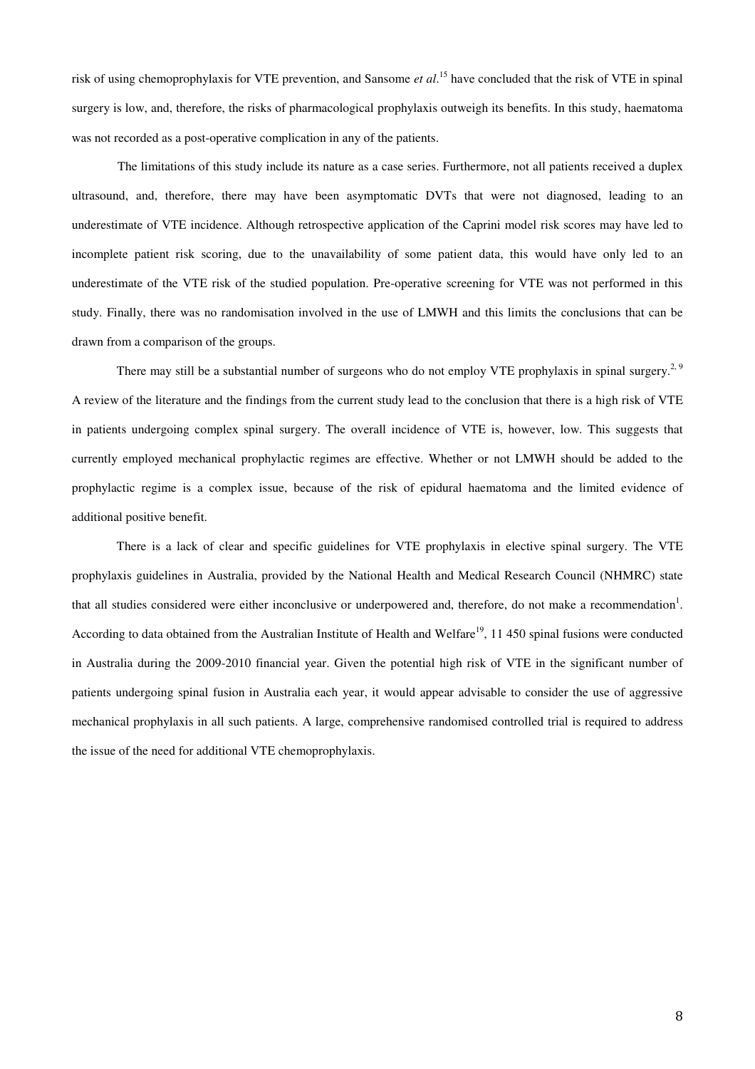risk of using chemoprophylaxis for VTE prevention, and Sansome *et al*.[15] have concluded that the risk of VTE in spinal surgery is low, and, therefore, the risks of pharmacological prophylaxis outweigh its benefits. In this study, haematoma was not recorded as a post-operative complication in any of the patients.

The limitations of this study include its nature as a case series. Furthermore, not all patients received a duplex ultrasound, and, therefore, there may have been asymptomatic DVTs that were not diagnosed, leading to an underestimate of VTE incidence. Although retrospective application of the Caprini model risk scores may have led to incomplete patient risk scoring, due to the unavailability of some patient data, this would have only led to an underestimate of the VTE risk of the studied population. Pre-operative screening for VTE was not performed in this study. Finally, there was no randomisation involved in the use of LMWH and this limits the conclusions that can be drawn from a comparison of the groups.

There may still be a substantial number of surgeons who do not employ VTE prophylaxis in spinal surgery.[2, 9] A review of the literature and the findings from the current study lead to the conclusion that there is a high risk of VTE in patients undergoing complex spinal surgery. The overall incidence of VTE is, however, low. This suggests that currently employed mechanical prophylactic regimes are effective. Whether or not LMWH should be added to the prophylactic regime is a complex issue, because of the risk of epidural haematoma and the limited evidence of additional positive benefit.

There is a lack of clear and specific guidelines for VTE prophylaxis in elective spinal surgery. The VTE prophylaxis guidelines in Australia, provided by the National Health and Medical Research Council (NHMRC) state that all studies considered were either inconclusive or underpowered and, therefore, do not make a recommendation[1]. According to data obtained from the Australian Institute of Health and Welfare[19], 11 450 spinal fusions were conducted in Australia during the 2009-2010 financial year. Given the potential high risk of VTE in the significant number of patients undergoing spinal fusion in Australia each year, it would appear advisable to consider the use of aggressive mechanical prophylaxis in all such patients. A large, comprehensive randomised controlled trial is required to address the issue of the need for additional VTE chemoprophylaxis.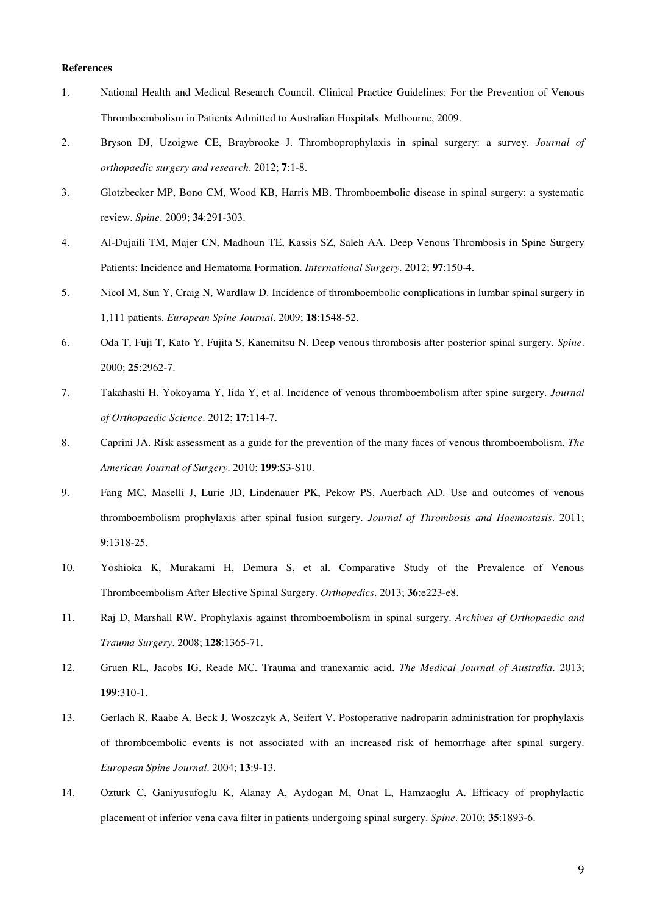**References**

1. National Health and Medical Research Council. Clinical Practice Guidelines: For the Prevention of Venous Thromboembolism in Patients Admitted to Australian Hospitals. Melbourne, 2009.
2. Bryson DJ, Uzoigwe CE, Braybrooke J. Thromboprophylaxis in spinal surgery: a survey. *Journal of orthopaedic surgery and research*. 2012; **7**:1-8.
3. Glotzbecker MP, Bono CM, Wood KB, Harris MB. Thromboembolic disease in spinal surgery: a systematic review. *Spine*. 2009; **34**:291-303.
4. Al-Dujaili TM, Majer CN, Madhoun TE, Kassis SZ, Saleh AA. Deep Venous Thrombosis in Spine Surgery Patients: Incidence and Hematoma Formation. *International Surgery*. 2012; **97**:150-4.
5. Nicol M, Sun Y, Craig N, Wardlaw D. Incidence of thromboembolic complications in lumbar spinal surgery in 1,111 patients. *European Spine Journal*. 2009; **18**:1548-52.
6. Oda T, Fuji T, Kato Y, Fujita S, Kanemitsu N. Deep venous thrombosis after posterior spinal surgery. *Spine*. 2000; **25**:2962-7.
7. Takahashi H, Yokoyama Y, Iida Y, et al. Incidence of venous thromboembolism after spine surgery. *Journal of Orthopaedic Science*. 2012; **17**:114-7.
8. Caprini JA. Risk assessment as a guide for the prevention of the many faces of venous thromboembolism. *The American Journal of Surgery*. 2010; **199**:S3-S10.
9. Fang MC, Maselli J, Lurie JD, Lindenauer PK, Pekow PS, Auerbach AD. Use and outcomes of venous thromboembolism prophylaxis after spinal fusion surgery. *Journal of Thrombosis and Haemostasis*. 2011; **9**:1318-25.
10. Yoshioka K, Murakami H, Demura S, et al. Comparative Study of the Prevalence of Venous Thromboembolism After Elective Spinal Surgery. *Orthopedics*. 2013; **36**:e223-e8.
11. Raj D, Marshall RW. Prophylaxis against thromboembolism in spinal surgery. *Archives of Orthopaedic and Trauma Surgery*. 2008; **128**:1365-71.
12. Gruen RL, Jacobs IG, Reade MC. Trauma and tranexamic acid. *The Medical Journal of Australia*. 2013; **199**:310-1.
13. Gerlach R, Raabe A, Beck J, Woszczyk A, Seifert V. Postoperative nadroparin administration for prophylaxis of thromboembolic events is not associated with an increased risk of hemorrhage after spinal surgery. *European Spine Journal*. 2004; **13**:9-13.
14. Ozturk C, Ganiyusufoglu K, Alanay A, Aydogan M, Onat L, Hamzaoglu A. Efficacy of prophylactic placement of inferior vena cava filter in patients undergoing spinal surgery. *Spine*. 2010; **35**:1893-6.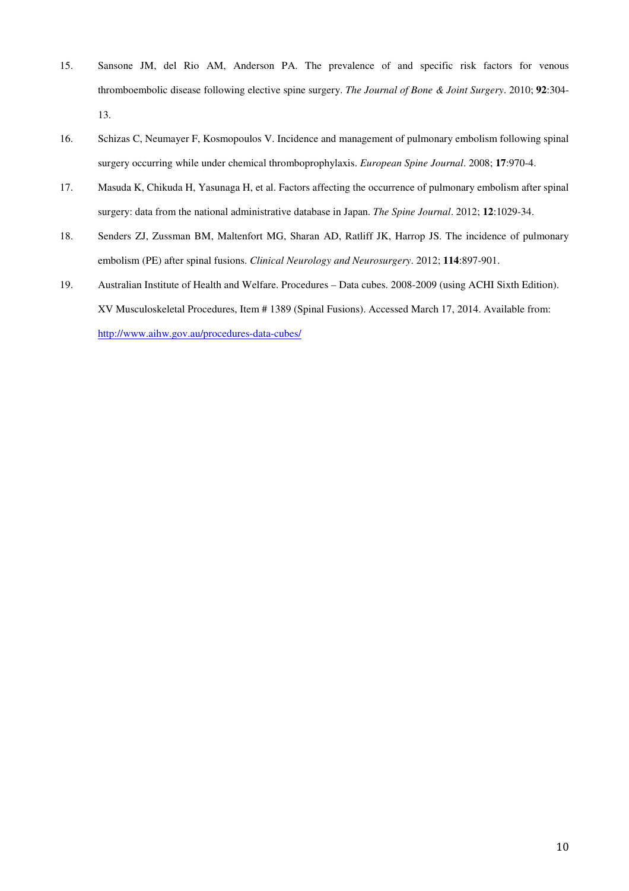15. Sansone JM, del Rio AM, Anderson PA. The prevalence of and specific risk factors for venous thromboembolic disease following elective spine surgery. *The Journal of Bone & Joint Surgery*. 2010; **92**:304-13.

16. Schizas C, Neumayer F, Kosmopoulos V. Incidence and management of pulmonary embolism following spinal surgery occurring while under chemical thromboprophylaxis. *European Spine Journal*. 2008; **17**:970-4.

17. Masuda K, Chikuda H, Yasunaga H, et al. Factors affecting the occurrence of pulmonary embolism after spinal surgery: data from the national administrative database in Japan. *The Spine Journal*. 2012; **12**:1029-34.

18. Senders ZJ, Zussman BM, Maltenfort MG, Sharan AD, Ratliff JK, Harrop JS. The incidence of pulmonary embolism (PE) after spinal fusions. *Clinical Neurology and Neurosurgery*. 2012; **114**:897-901.

19. Australian Institute of Health and Welfare. Procedures – Data cubes. 2008-2009 (using ACHI Sixth Edition). XV Musculoskeletal Procedures, Item # 1389 (Spinal Fusions). Accessed March 17, 2014. Available from: http://www.aihw.gov.au/procedures-data-cubes/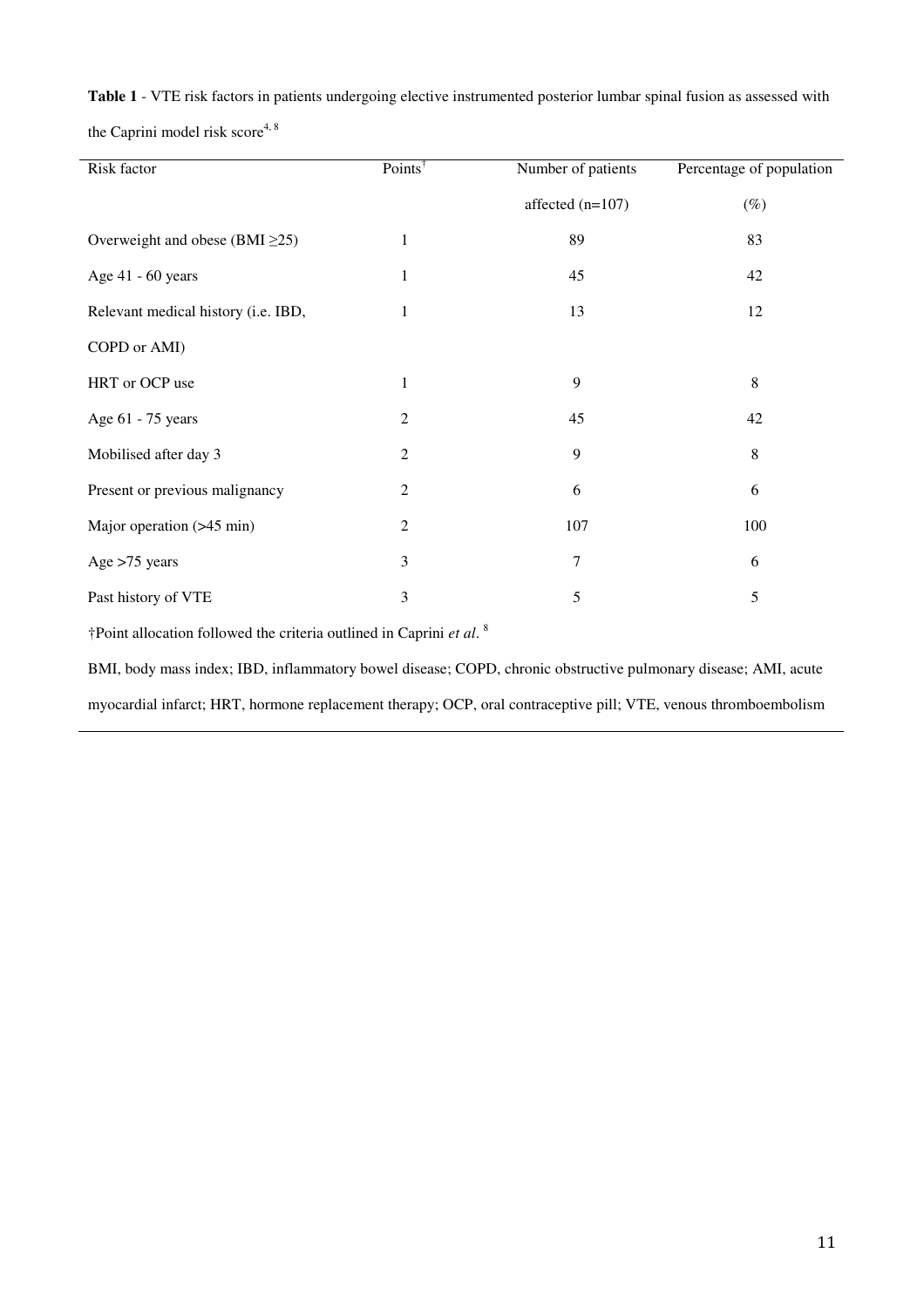**Table 1** - VTE risk factors in patients undergoing elective instrumented posterior lumbar spinal fusion as assessed with the Caprini model risk score[4, 8]

| Risk factor | Points† | Number of patients affected (n=107) | Percentage of population (%) |
|---|---|---|---|
| Overweight and obese (BMI ≥25) | 1 | 89 | 83 |
| Age 41 - 60 years | 1 | 45 | 42 |
| Relevant medical history (i.e. IBD, COPD or AMI) | 1 | 13 | 12 |
| HRT or OCP use | 1 | 9 | 8 |
| Age 61 - 75 years | 2 | 45 | 42 |
| Mobilised after day 3 | 2 | 9 | 8 |
| Present or previous malignancy | 2 | 6 | 6 |
| Major operation (>45 min) | 2 | 107 | 100 |
| Age >75 years | 3 | 7 | 6 |
| Past history of VTE | 3 | 5 | 5 |

†Point allocation followed the criteria outlined in Caprini *et al*. [8]

BMI, body mass index; IBD, inflammatory bowel disease; COPD, chronic obstructive pulmonary disease; AMI, acute myocardial infarct; HRT, hormone replacement therapy; OCP, oral contraceptive pill; VTE, venous thromboembolism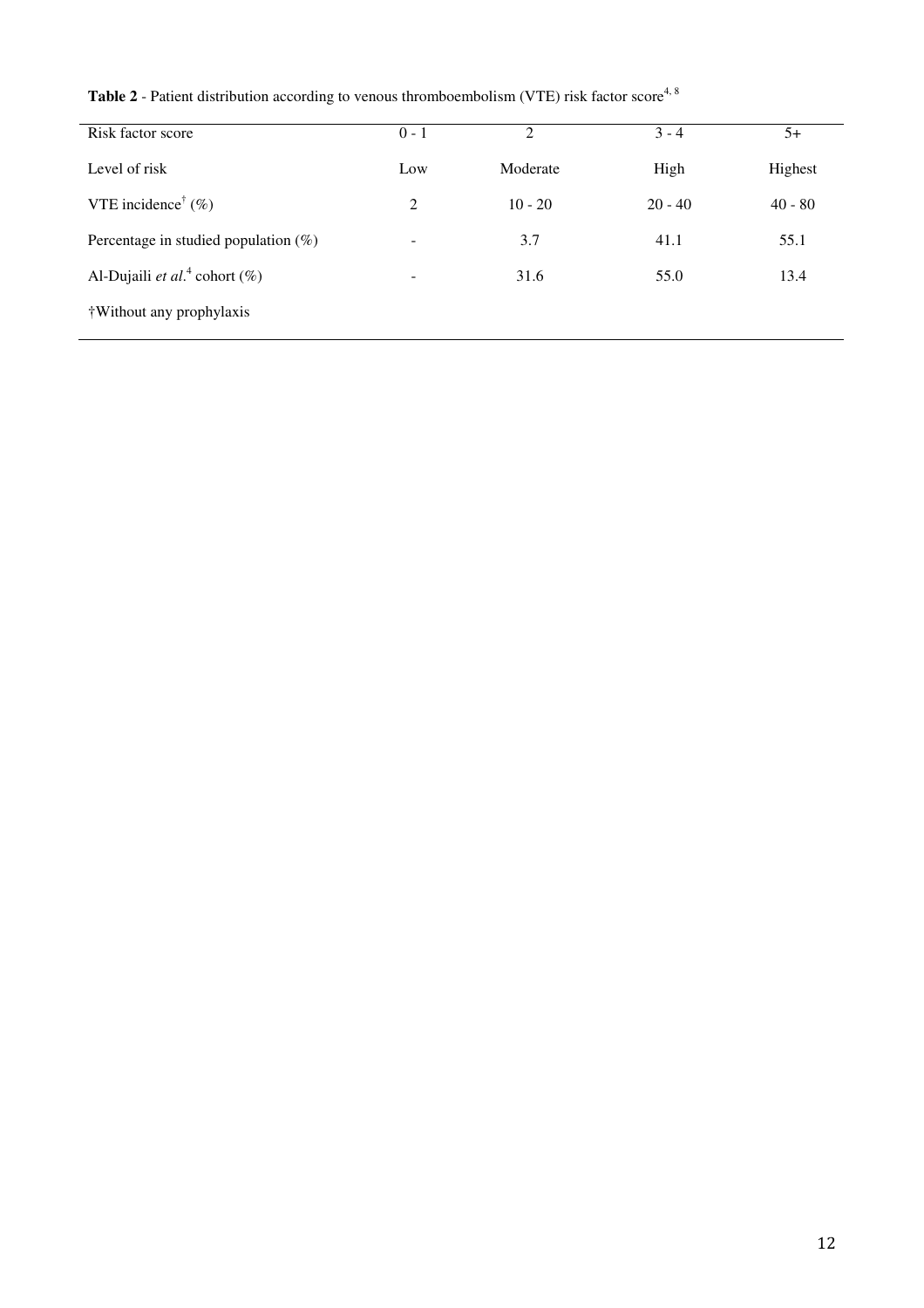**Table 2** - Patient distribution according to venous thromboembolism (VTE) risk factor score[4, 8]

| Risk factor score | 0 - 1 | 2 | 3 - 4 | 5+ |
|---|---|---|---|---|
| Level of risk | Low | Moderate | High | Highest |
| VTE incidence[†] (%) | 2 | 10 - 20 | 20 - 40 | 40 - 80 |
| Percentage in studied population (%) | - | 3.7 | 41.1 | 55.1 |
| Al-Dujaili *et al*.[4] cohort (%) | - | 31.6 | 55.0 | 13.4 |

†Without any prophylaxis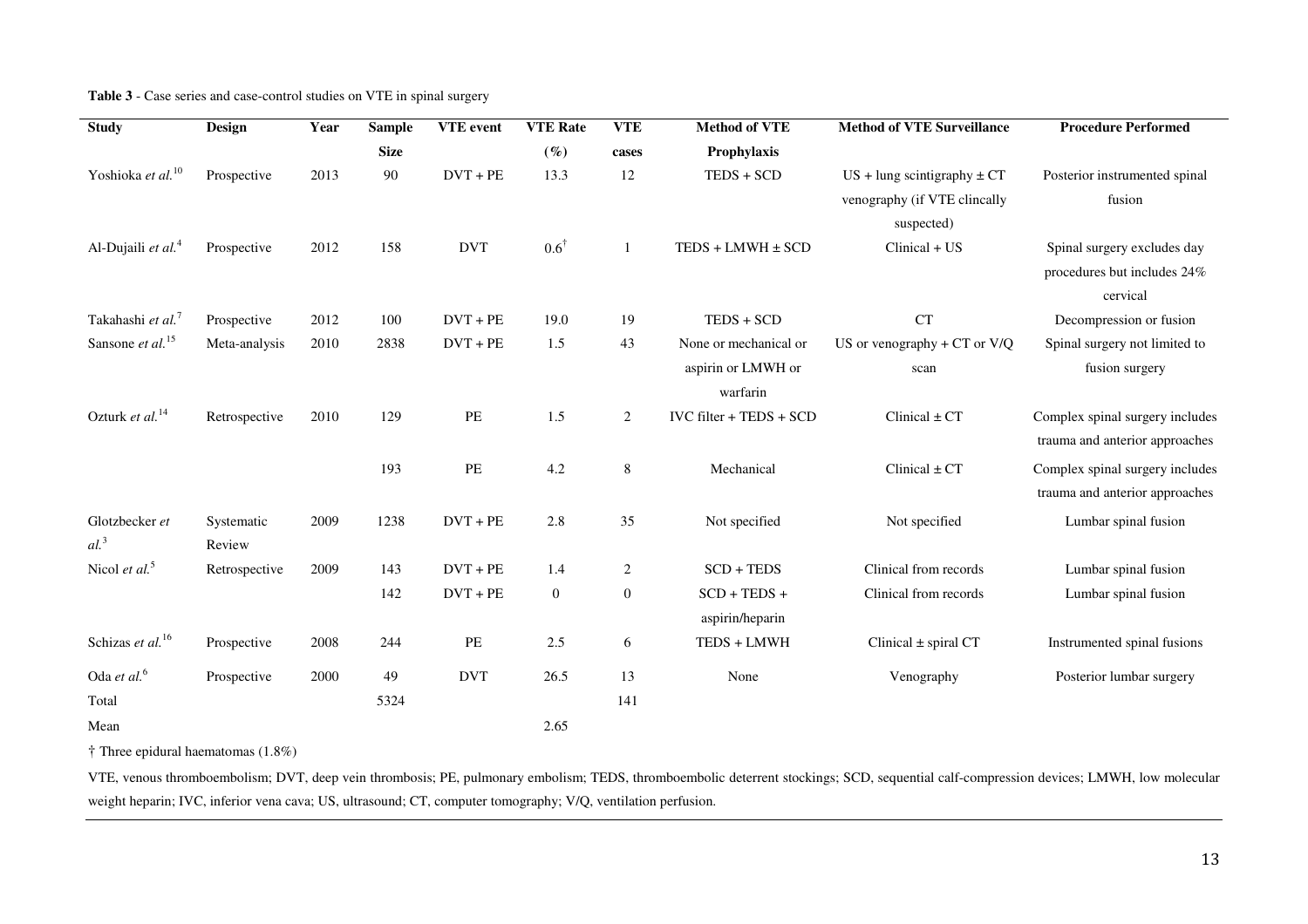**Table 3** - Case series and case-control studies on VTE in spinal surgery

| Study | Design | Year | Sample Size | VTE event | VTE Rate (%) | VTE cases | Method of VTE Prophylaxis | Method of VTE Surveillance | Procedure Performed |
|---|---|---|---|---|---|---|---|---|---|
| Yoshioka *et al.*[10] | Prospective | 2013 | 90 | DVT + PE | 13.3 | 12 | TEDS + SCD | US + lung scintigraphy ± CT venography (if VTE clincally suspected) | Posterior instrumented spinal fusion |
| Al-Dujaili *et al.*[4] | Prospective | 2012 | 158 | DVT | 0.6[†] | 1 | TEDS + LMWH ± SCD | Clinical + US | Spinal surgery excludes day procedures but includes 24% cervical |
| Takahashi *et al.*[7] | Prospective | 2012 | 100 | DVT + PE | 19.0 | 19 | TEDS + SCD | CT | Decompression or fusion |
| Sansone *et al.*[15] | Meta-analysis | 2010 | 2838 | DVT + PE | 1.5 | 43 | None or mechanical or aspirin or LMWH or warfarin | US or venography + CT or V/Q scan | Spinal surgery not limited to fusion surgery |
| Ozturk *et al.*[14] | Retrospective | 2010 | 129 | PE | 1.5 | 2 | IVC filter + TEDS + SCD | Clinical ± CT | Complex spinal surgery includes trauma and anterior approaches |
| | | | 193 | PE | 4.2 | 8 | Mechanical | Clinical ± CT | Complex spinal surgery includes trauma and anterior approaches |
| Glotzbecker *et al.*[3] | Systematic Review | 2009 | 1238 | DVT + PE | 2.8 | 35 | Not specified | Not specified | Lumbar spinal fusion |
| Nicol *et al.*[5] | Retrospective | 2009 | 143 | DVT + PE | 1.4 | 2 | SCD + TEDS | Clinical from records | Lumbar spinal fusion |
| | | | 142 | DVT + PE | 0 | 0 | SCD + TEDS + aspirin/heparin | Clinical from records | Lumbar spinal fusion |
| Schizas *et al.*[16] | Prospective | 2008 | 244 | PE | 2.5 | 6 | TEDS + LMWH | Clinical ± spiral CT | Instrumented spinal fusions |
| Oda *et al.*[6] | Prospective | 2000 | 49 | DVT | 26.5 | 13 | None | Venography | Posterior lumbar surgery |
| Total | | | 5324 | | | 141 | | | |
| Mean | | | | | 2.65 | | | | |

† Three epidural haematomas (1.8%)

VTE, venous thromboembolism; DVT, deep vein thrombosis; PE, pulmonary embolism; TEDS, thromboembolic deterrent stockings; SCD, sequential calf-compression devices; LMWH, low molecular weight heparin; IVC, inferior vena cava; US, ultrasound; CT, computer tomography; V/Q, ventilation perfusion.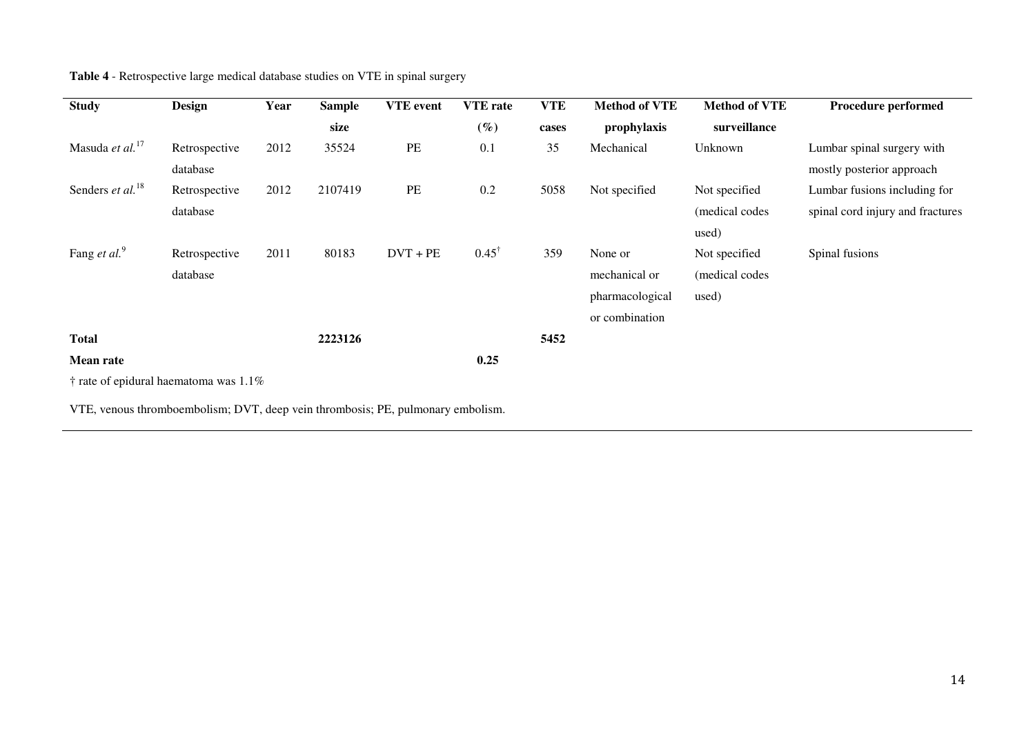**Table 4** - Retrospective large medical database studies on VTE in spinal surgery

| Study | Design | Year | Sample size | VTE event | VTE rate (%) | VTE cases | Method of VTE prophylaxis | Method of VTE surveillance | Procedure performed |
|---|---|---|---|---|---|---|---|---|---|
| Masuda *et al.*[17] | Retrospective database | 2012 | 35524 | PE | 0.1 | 35 | Mechanical | Unknown | Lumbar spinal surgery with mostly posterior approach |
| Senders *et al.*[18] | Retrospective database | 2012 | 2107419 | PE | 0.2 | 5058 | Not specified | Not specified (medical codes used) | Lumbar fusions including for spinal cord injury and fractures |
| Fang *et al.*[9] | Retrospective database | 2011 | 80183 | DVT + PE | 0.45† | 359 | None or mechanical or pharmacological or combination | Not specified (medical codes used) | Spinal fusions |
| **Total** | | | **2223126** | | | **5452** | | | |
| **Mean rate** | | | | | **0.25** | | | | |

† rate of epidural haematoma was 1.1%

VTE, venous thromboembolism; DVT, deep vein thrombosis; PE, pulmonary embolism.